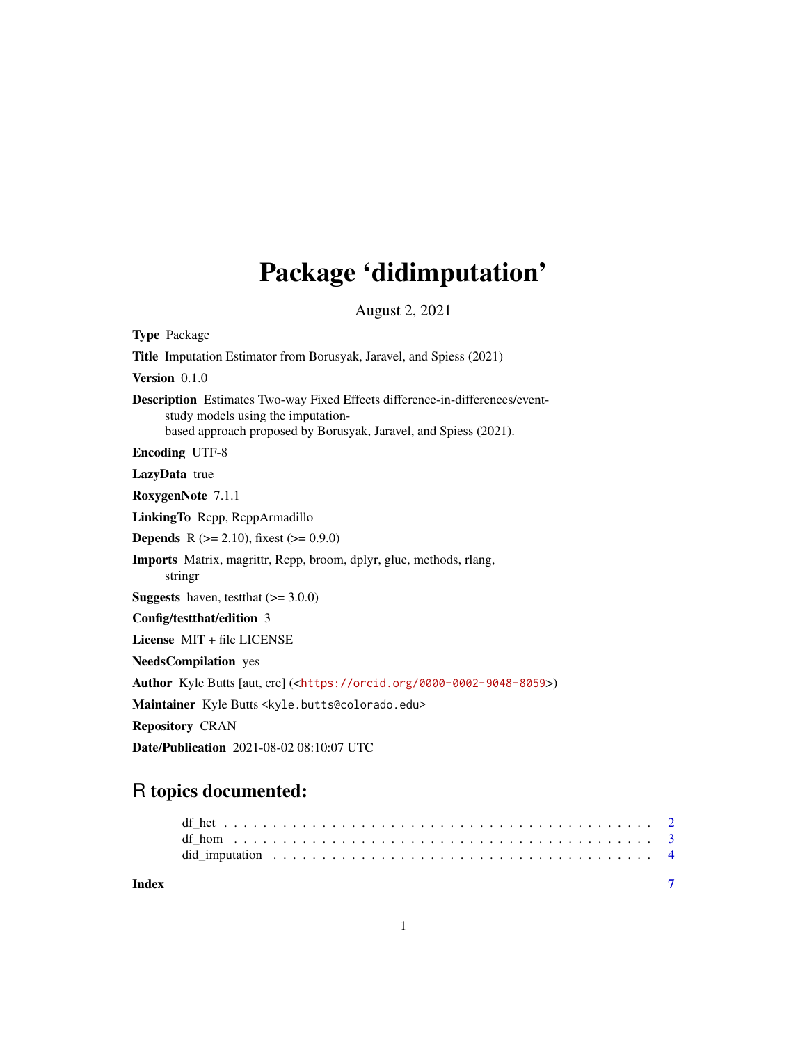# Package 'didimputation'

August 2, 2021

**Type** Package

**Title** Imputation Estimator from Borusyak, Jaravel, and Spiess (2021)

**Version** 0.1.0

**Description** Estimates Two-way Fixed Effects difference-in-differences/event-study models using the imputation-based approach proposed by Borusyak, Jaravel, and Spiess (2021).

**Encoding** UTF-8

**LazyData** true

**RoxygenNote** 7.1.1

**LinkingTo** Rcpp, RcppArmadillo

**Depends** R (>= 2.10), fixest (>= 0.9.0)

**Imports** Matrix, magrittr, Rcpp, broom, dplyr, glue, methods, rlang, stringr

**Suggests** haven, testthat (>= 3.0.0)

**Config/testthat/edition** 3

**License** MIT + file LICENSE

**NeedsCompilation** yes

**Author** Kyle Butts [aut, cre] (<https://orcid.org/0000-0002-9048-8059>)

**Maintainer** Kyle Butts <kyle.butts@colorado.edu>

**Repository** CRAN

**Date/Publication** 2021-08-02 08:10:07 UTC

## R topics documented:

- df_het . . . . . . . . . . . . . . . . . . . . . . . . . . . . . . . . . . . . . . . . . . 2
- df_hom . . . . . . . . . . . . . . . . . . . . . . . . . . . . . . . . . . . . . . . . . 3
- did_imputation . . . . . . . . . . . . . . . . . . . . . . . . . . . . . . . . . . . . . 4

**Index** 7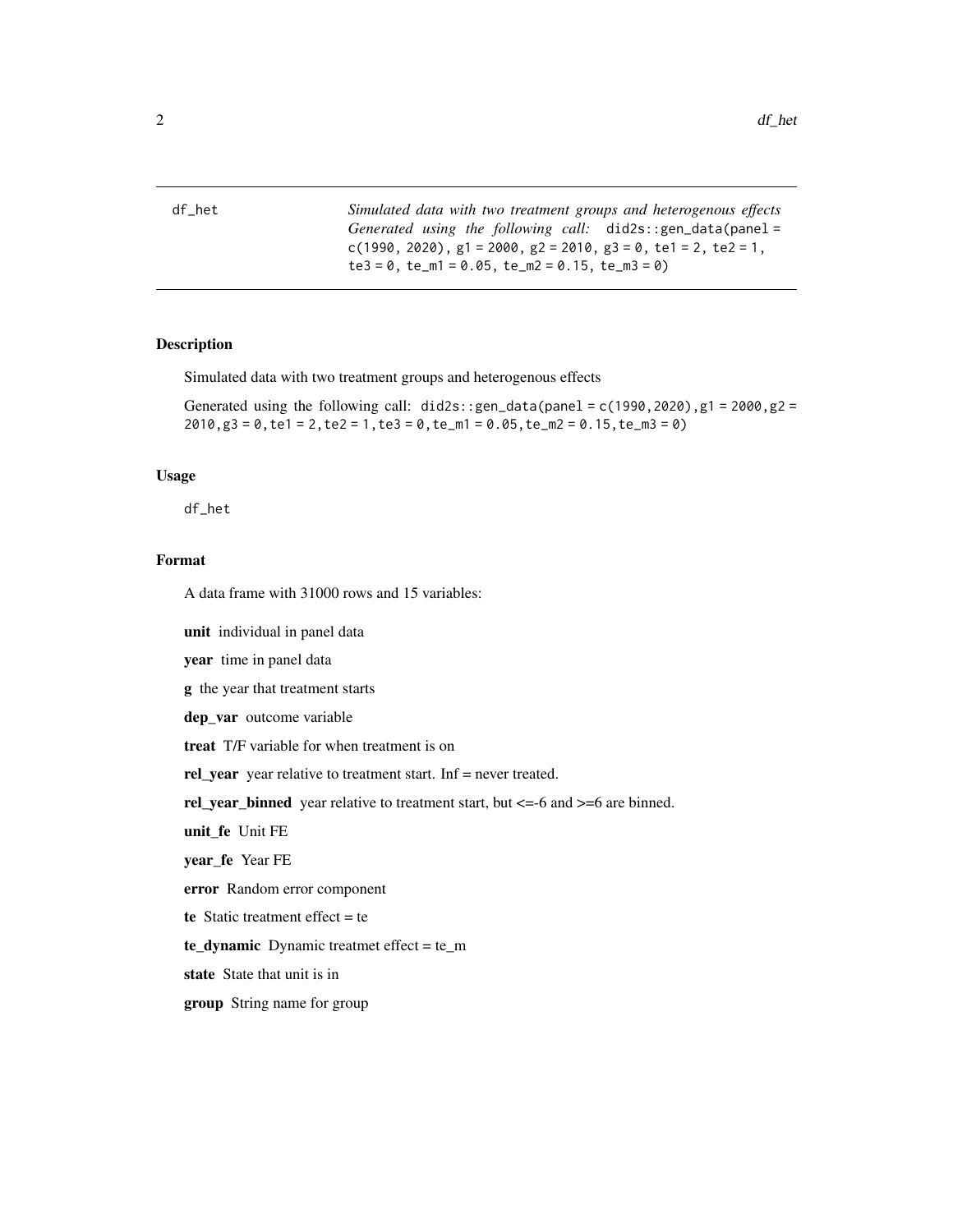| | |
|---|---|
| df_het | *Simulated data with two treatment groups and heterogenous effects Generated using the following call:* `did2s::gen_data(panel = c(1990, 2020), g1 = 2000, g2 = 2010, g3 = 0, te1 = 2, te2 = 1, te3 = 0, te_m1 = 0.05, te_m2 = 0.15, te_m3 = 0)` |

## Description

Simulated data with two treatment groups and heterogenous effects

Generated using the following call: `did2s::gen_data(panel = c(1990,2020),g1 = 2000,g2 = 2010,g3 = 0,te1 = 2,te2 = 1,te3 = 0,te_m1 = 0.05,te_m2 = 0.15,te_m3 = 0)`

## Usage

```
df_het
```

## Format

A data frame with 31000 rows and 15 variables:

**unit** individual in panel data

**year** time in panel data

**g** the year that treatment starts

**dep_var** outcome variable

**treat** T/F variable for when treatment is on

**rel_year** year relative to treatment start. Inf = never treated.

**rel_year_binned** year relative to treatment start, but <=-6 and >=6 are binned.

**unit_fe** Unit FE

**year_fe** Year FE

**error** Random error component

**te** Static treatment effect = te

**te_dynamic** Dynamic treatmet effect = te_m

**state** State that unit is in

**group** String name for group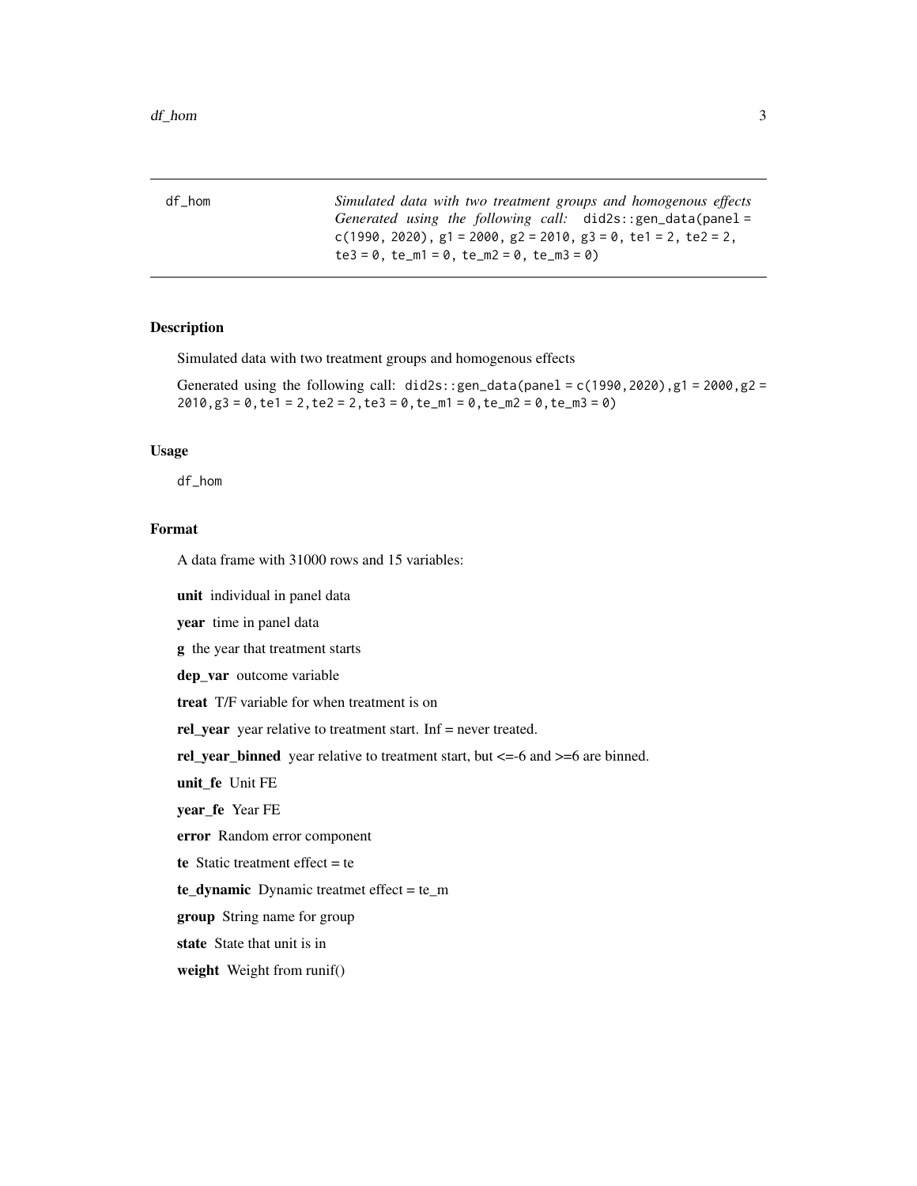df_hom — *Simulated data with two treatment groups and homogenous effects Generated using the following call:* `did2s::gen_data(panel = c(1990, 2020), g1 = 2000, g2 = 2010, g3 = 0, te1 = 2, te2 = 2, te3 = 0, te_m1 = 0, te_m2 = 0, te_m3 = 0)`

## Description

Simulated data with two treatment groups and homogenous effects

Generated using the following call: `did2s::gen_data(panel = c(1990,2020),g1 = 2000,g2 = 2010,g3 = 0,te1 = 2,te2 = 2,te3 = 0,te_m1 = 0,te_m2 = 0,te_m3 = 0)`

## Usage

```
df_hom
```

## Format

A data frame with 31000 rows and 15 variables:

**unit** individual in panel data

**year** time in panel data

**g** the year that treatment starts

**dep_var** outcome variable

**treat** T/F variable for when treatment is on

**rel_year** year relative to treatment start. Inf = never treated.

**rel_year_binned** year relative to treatment start, but <=-6 and >=6 are binned.

**unit_fe** Unit FE

**year_fe** Year FE

**error** Random error component

**te** Static treatment effect = te

**te_dynamic** Dynamic treatmet effect = te_m

**group** String name for group

**state** State that unit is in

**weight** Weight from runif()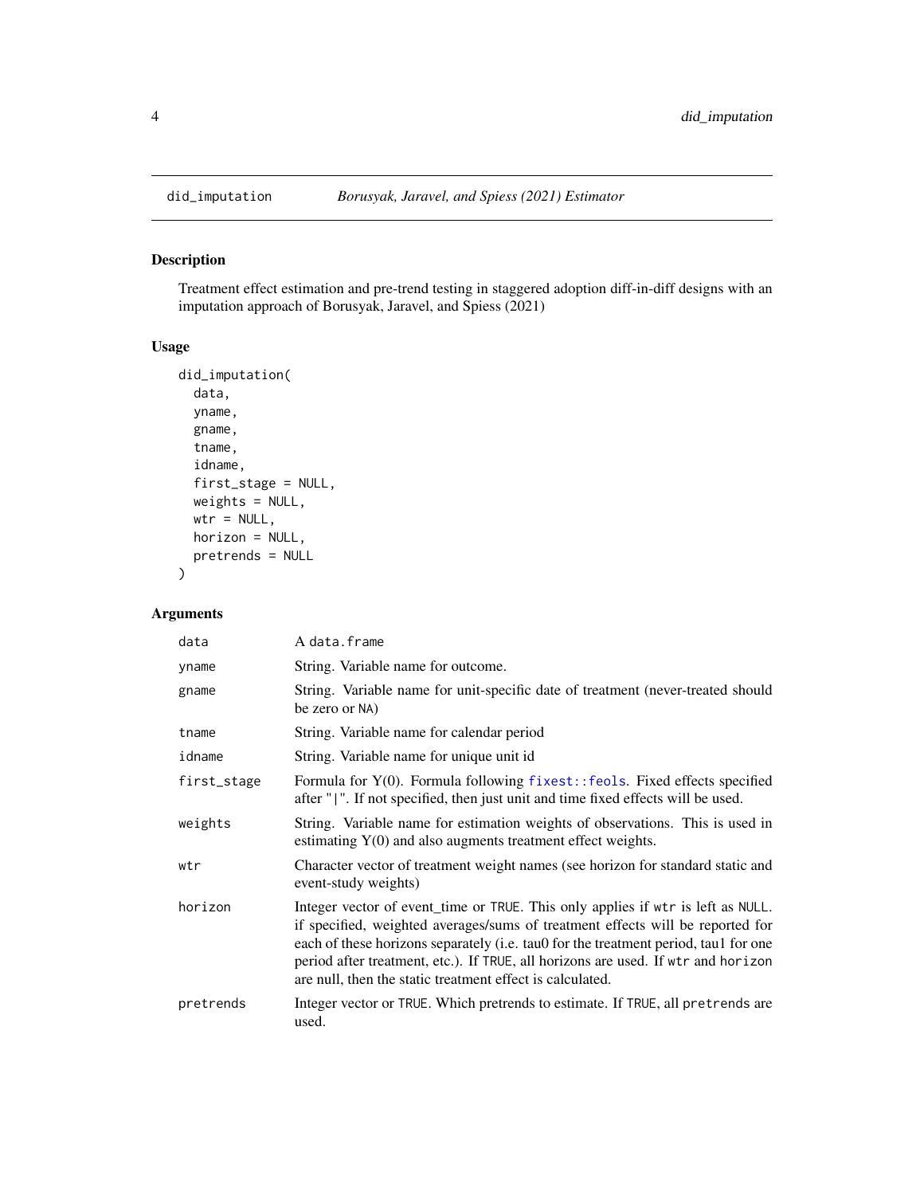`did_imputation` *Borusyak, Jaravel, and Spiess (2021) Estimator*

## Description

Treatment effect estimation and pre-trend testing in staggered adoption diff-in-diff designs with an imputation approach of Borusyak, Jaravel, and Spiess (2021)

## Usage

```
did_imputation(
  data,
  yname,
  gname,
  tname,
  idname,
  first_stage = NULL,
  weights = NULL,
  wtr = NULL,
  horizon = NULL,
  pretrends = NULL
)
```

## Arguments

| | |
|---|---|
| `data` | A `data.frame` |
| `yname` | String. Variable name for outcome. |
| `gname` | String. Variable name for unit-specific date of treatment (never-treated should be zero or `NA`) |
| `tname` | String. Variable name for calendar period |
| `idname` | String. Variable name for unique unit id |
| `first_stage` | Formula for Y(0). Formula following `fixest::feols`. Fixed effects specified after "`|`". If not specified, then just unit and time fixed effects will be used. |
| `weights` | String. Variable name for estimation weights of observations. This is used in estimating Y(0) and also augments treatment effect weights. |
| `wtr` | Character vector of treatment weight names (see horizon for standard static and event-study weights) |
| `horizon` | Integer vector of event_time or `TRUE`. This only applies if `wtr` is left as `NULL`. if specified, weighted averages/sums of treatment effects will be reported for each of these horizons separately (i.e. tau0 for the treatment period, tau1 for one period after treatment, etc.). If `TRUE`, all horizons are used. If `wtr` and `horizon` are null, then the static treatment effect is calculated. |
| `pretrends` | Integer vector or `TRUE`. Which pretrends to estimate. If `TRUE`, all `pretrends` are used. |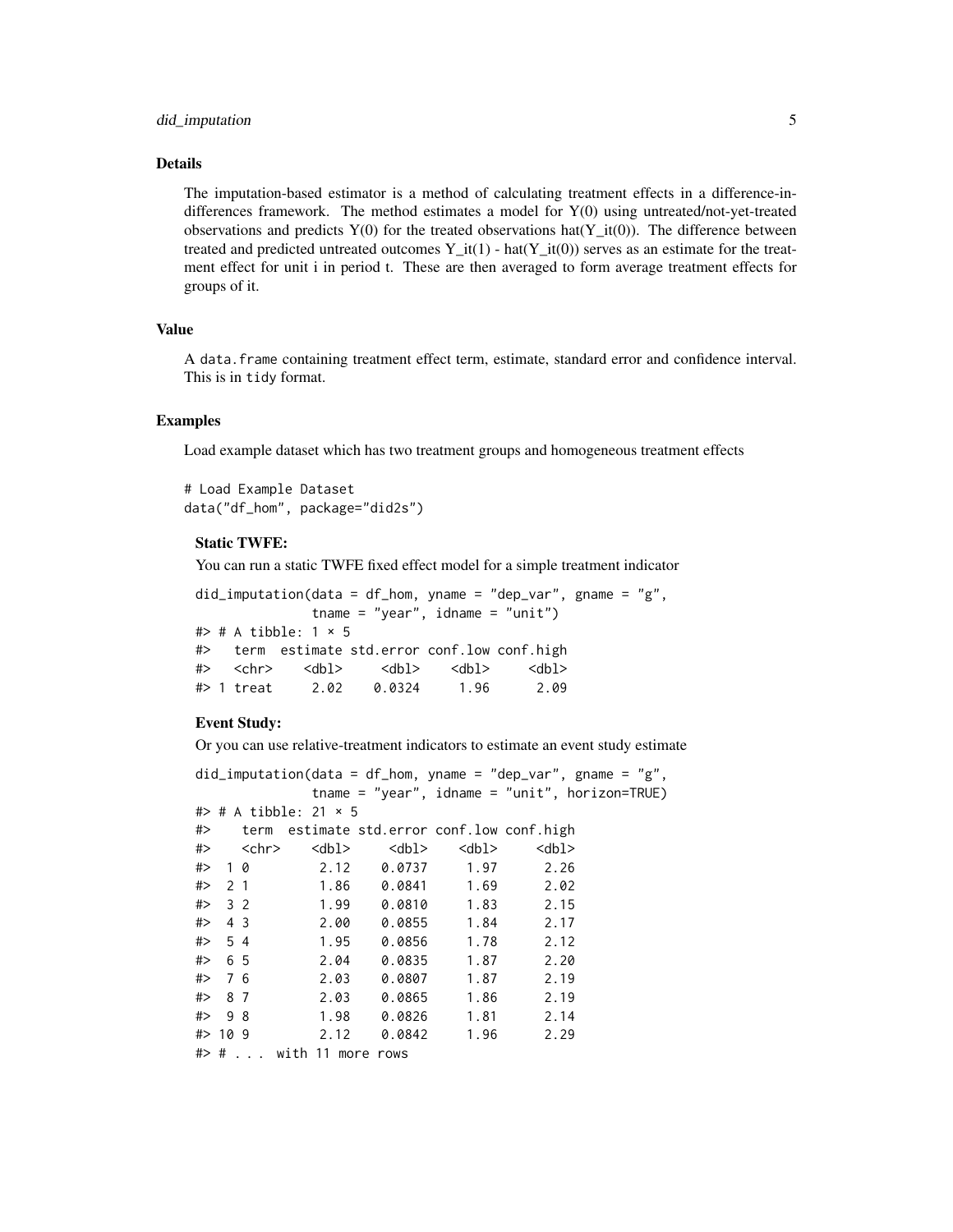### Details

The imputation-based estimator is a method of calculating treatment effects in a difference-in-differences framework. The method estimates a model for Y(0) using untreated/not-yet-treated observations and predicts Y(0) for the treated observations hat(Y_it(0)). The difference between treated and predicted untreated outcomes Y_it(1) - hat(Y_it(0)) serves as an estimate for the treatment effect for unit i in period t. These are then averaged to form average treatment effects for groups of it.

### Value

A `data.frame` containing treatment effect term, estimate, standard error and confidence interval. This is in `tidy` format.

### Examples

Load example dataset which has two treatment groups and homogeneous treatment effects

```
# Load Example Dataset
data("df_hom", package="did2s")
```

**Static TWFE:**

You can run a static TWFE fixed effect model for a simple treatment indicator

```
did_imputation(data = df_hom, yname = "dep_var", gname = "g",
               tname = "year", idname = "unit")
#> # A tibble: 1 × 5
#>   term  estimate std.error conf.low conf.high
#>   <chr>    <dbl>     <dbl>    <dbl>     <dbl>
#> 1 treat     2.02    0.0324     1.96      2.09
```

**Event Study:**

Or you can use relative-treatment indicators to estimate an event study estimate

```
did_imputation(data = df_hom, yname = "dep_var", gname = "g",
               tname = "year", idname = "unit", horizon=TRUE)
#> # A tibble: 21 × 5
#>    term  estimate std.error conf.low conf.high
#>    <chr>    <dbl>     <dbl>    <dbl>     <dbl>
#>  1 0         2.12    0.0737     1.97      2.26
#>  2 1         1.86    0.0841     1.69      2.02
#>  3 2         1.99    0.0810     1.83      2.15
#>  4 3         2.00    0.0855     1.84      2.17
#>  5 4         1.95    0.0856     1.78      2.12
#>  6 5         2.04    0.0835     1.87      2.20
#>  7 6         2.03    0.0807     1.87      2.19
#>  8 7         2.03    0.0865     1.86      2.19
#>  9 8         1.98    0.0826     1.81      2.14
#> 10 9         2.12    0.0842     1.96      2.29
#> # . . . with 11 more rows
```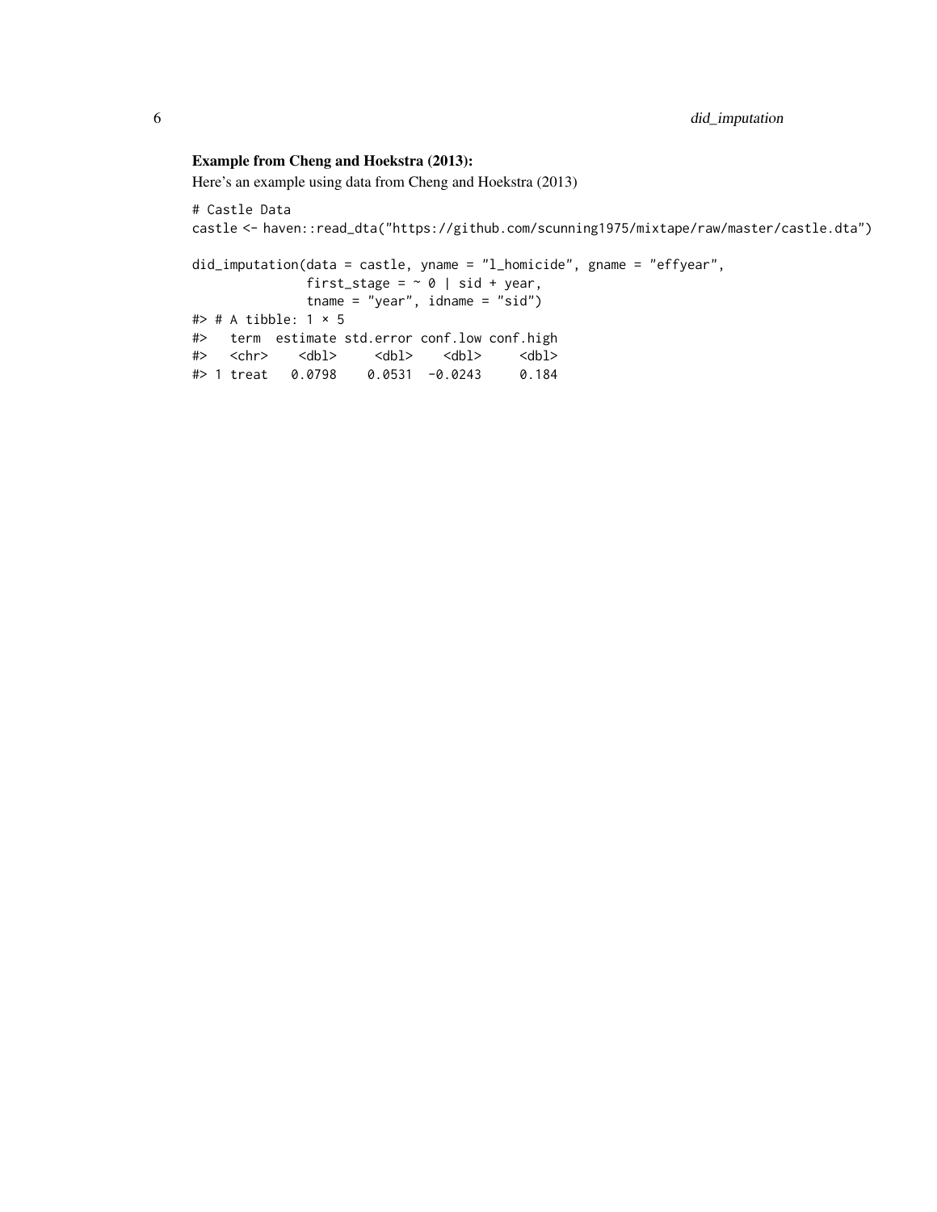**Example from Cheng and Hoekstra (2013):**

Here's an example using data from Cheng and Hoekstra (2013)

```
# Castle Data
castle <- haven::read_dta("https://github.com/scunning1975/mixtape/raw/master/castle.dta")

did_imputation(data = castle, yname = "l_homicide", gname = "effyear",
               first_stage = ~ 0 | sid + year,
               tname = "year", idname = "sid")
#> # A tibble: 1 × 5
#>   term  estimate std.error conf.low conf.high
#>   <chr>    <dbl>     <dbl>    <dbl>     <dbl>
#> 1 treat   0.0798    0.0531  -0.0243     0.184
```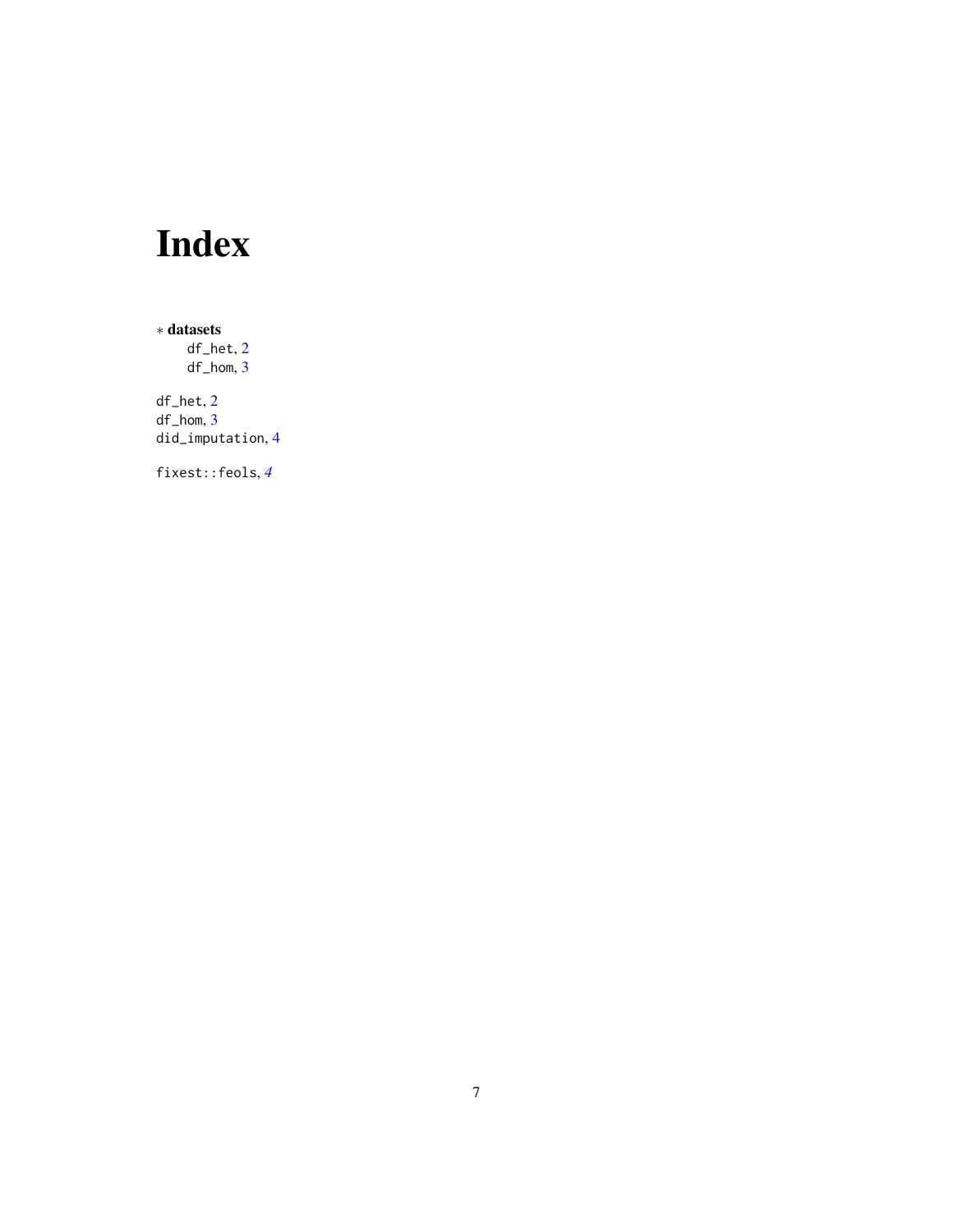# Index

∗ **datasets**
  df_het, 2
  df_hom, 3

df_het, 2
df_hom, 3
did_imputation, 4

fixest::feols, *4*